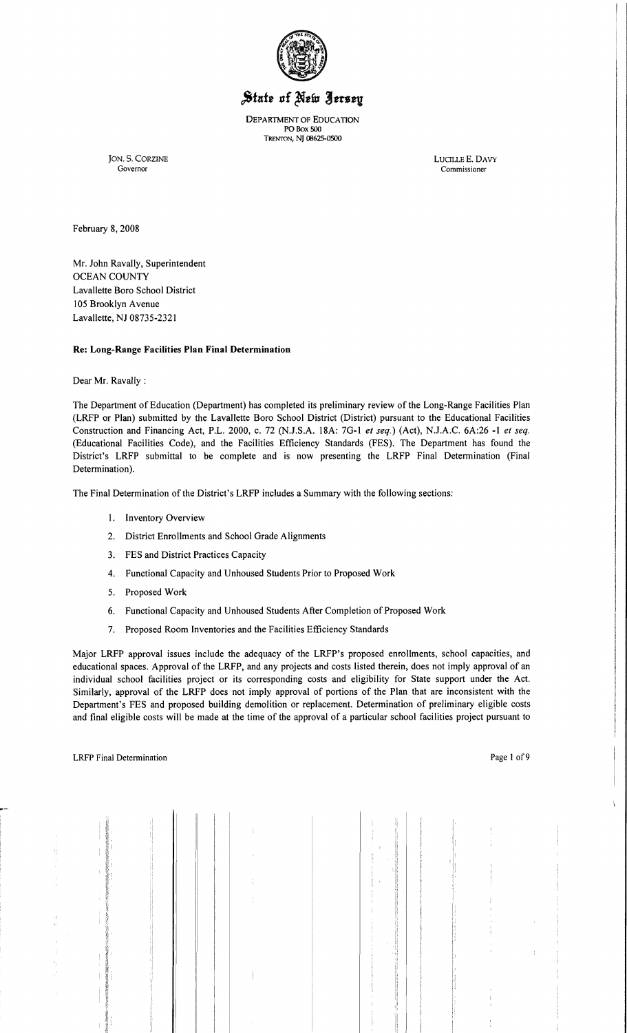# State of New Jersey

DEPARTMENT OF EDUCATION
PO BOX 500
TRENTON, NJ 08625-0500

JON. S. CORZINE
Governor

LUCILLE E. DAVY
Commissioner

February 8, 2008

Mr. John Ravally, Superintendent
OCEAN COUNTY
Lavallette Boro School District
105 Brooklyn Avenue
Lavallette, NJ 08735-2321

**Re: Long-Range Facilities Plan Final Determination**

Dear Mr. Ravally :

The Department of Education (Department) has completed its preliminary review of the Long-Range Facilities Plan (LRFP or Plan) submitted by the Lavallette Boro School District (District) pursuant to the Educational Facilities Construction and Financing Act, P.L. 2000, c. 72 (N.J.S.A. 18A: 7G-1 *et seq.*) (Act), N.J.A.C. 6A:26 -1 *et seq.* (Educational Facilities Code), and the Facilities Efficiency Standards (FES). The Department has found the District's LRFP submittal to be complete and is now presenting the LRFP Final Determination (Final Determination).

The Final Determination of the District's LRFP includes a Summary with the following sections:

1. Inventory Overview
2. District Enrollments and School Grade Alignments
3. FES and District Practices Capacity
4. Functional Capacity and Unhoused Students Prior to Proposed Work
5. Proposed Work
6. Functional Capacity and Unhoused Students After Completion of Proposed Work
7. Proposed Room Inventories and the Facilities Efficiency Standards

Major LRFP approval issues include the adequacy of the LRFP's proposed enrollments, school capacities, and educational spaces. Approval of the LRFP, and any projects and costs listed therein, does not imply approval of an individual school facilities project or its corresponding costs and eligibility for State support under the Act. Similarly, approval of the LRFP does not imply approval of portions of the Plan that are inconsistent with the Department's FES and proposed building demolition or replacement. Determination of preliminary eligible costs and final eligible costs will be made at the time of the approval of a particular school facilities project pursuant to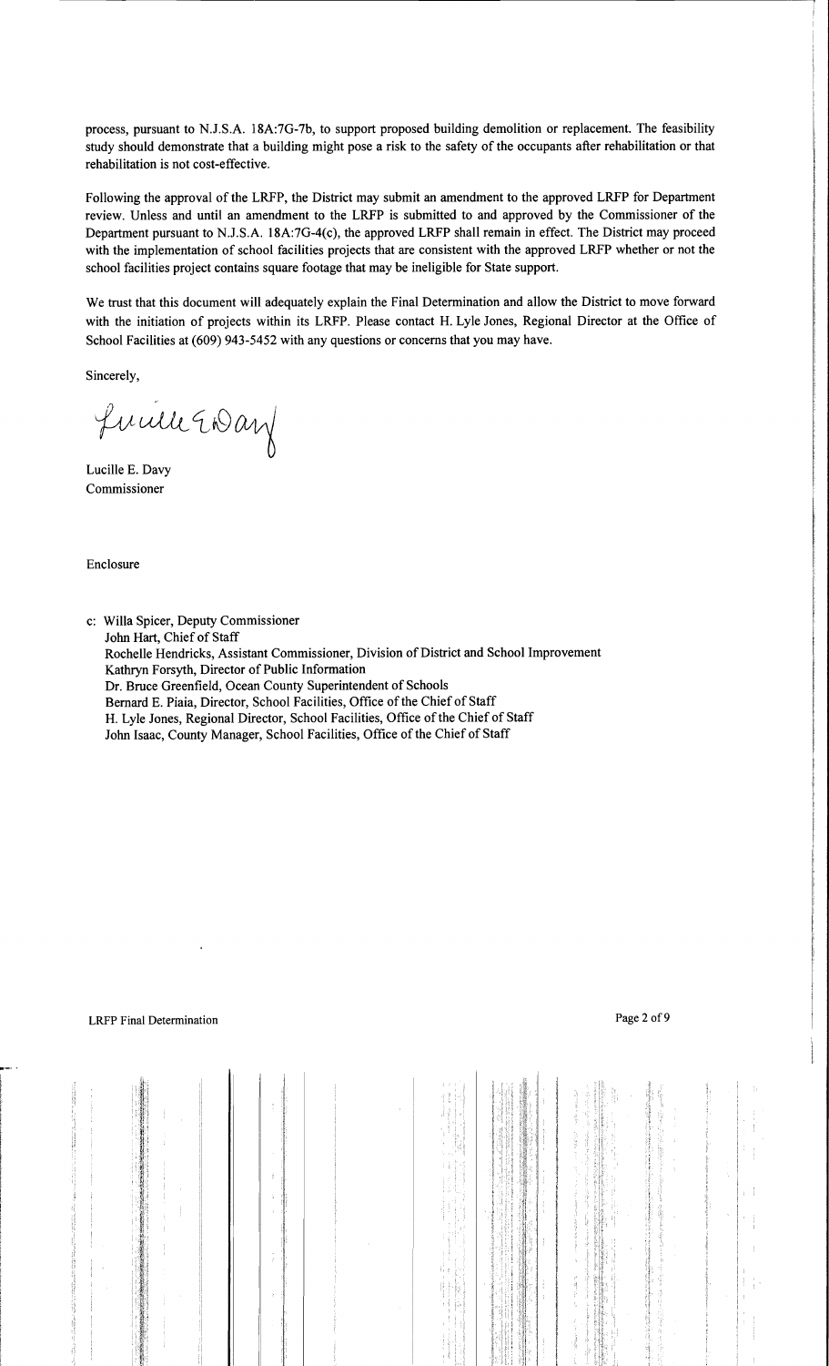process, pursuant to N.J.S.A. 18A:7G-7b, to support proposed building demolition or replacement. The feasibility study should demonstrate that a building might pose a risk to the safety of the occupants after rehabilitation or that rehabilitation is not cost-effective.

Following the approval of the LRFP, the District may submit an amendment to the approved LRFP for Department review. Unless and until an amendment to the LRFP is submitted to and approved by the Commissioner of the Department pursuant to N.J.S.A. 18A:7G-4(c), the approved LRFP shall remain in effect. The District may proceed with the implementation of school facilities projects that are consistent with the approved LRFP whether or not the school facilities project contains square footage that may be ineligible for State support.

We trust that this document will adequately explain the Final Determination and allow the District to move forward with the initiation of projects within its LRFP. Please contact H. Lyle Jones, Regional Director at the Office of School Facilities at (609) 943-5452 with any questions or concerns that you may have.

Sincerely,

Lucille E. Davy
Commissioner

Enclosure

c: Willa Spicer, Deputy Commissioner
John Hart, Chief of Staff
Rochelle Hendricks, Assistant Commissioner, Division of District and School Improvement
Kathryn Forsyth, Director of Public Information
Dr. Bruce Greenfield, Ocean County Superintendent of Schools
Bernard E. Piaia, Director, School Facilities, Office of the Chief of Staff
H. Lyle Jones, Regional Director, School Facilities, Office of the Chief of Staff
John Isaac, County Manager, School Facilities, Office of the Chief of Staff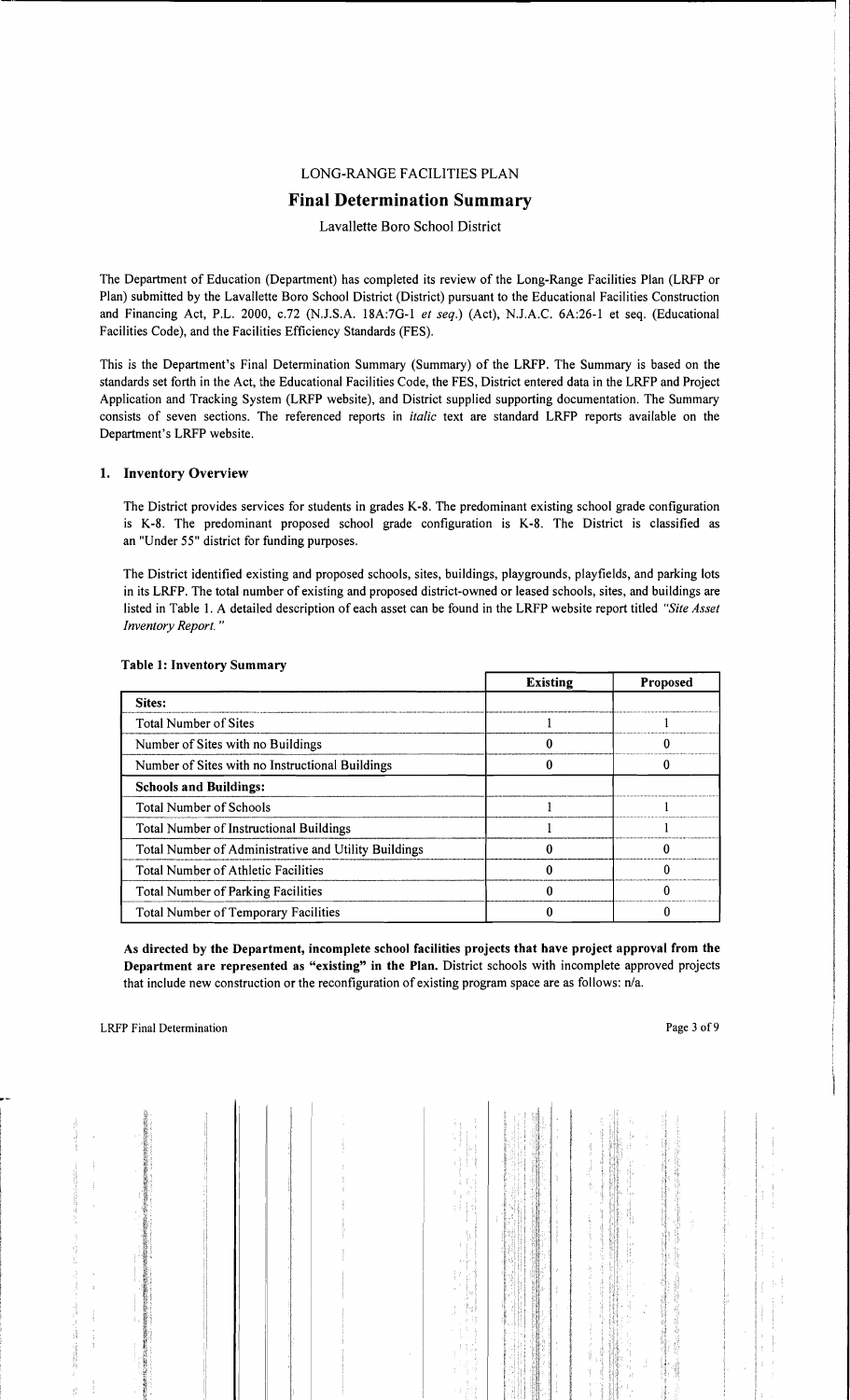LONG-RANGE FACILITIES PLAN

# Final Determination Summary

Lavallette Boro School District

The Department of Education (Department) has completed its review of the Long-Range Facilities Plan (LRFP or Plan) submitted by the Lavallette Boro School District (District) pursuant to the Educational Facilities Construction and Financing Act, P.L. 2000, c.72 (N.J.S.A. 18A:7G-1 *et seq.*) (Act), N.J.A.C. 6A:26-1 et seq. (Educational Facilities Code), and the Facilities Efficiency Standards (FES).

This is the Department's Final Determination Summary (Summary) of the LRFP. The Summary is based on the standards set forth in the Act, the Educational Facilities Code, the FES, District entered data in the LRFP and Project Application and Tracking System (LRFP website), and District supplied supporting documentation. The Summary consists of seven sections. The referenced reports in *italic* text are standard LRFP reports available on the Department's LRFP website.

## 1. Inventory Overview

The District provides services for students in grades K-8. The predominant existing school grade configuration is K-8. The predominant proposed school grade configuration is K-8. The District is classified as an "Under 55" district for funding purposes.

The District identified existing and proposed schools, sites, buildings, playgrounds, playfields, and parking lots in its LRFP. The total number of existing and proposed district-owned or leased schools, sites, and buildings are listed in Table 1. A detailed description of each asset can be found in the LRFP website report titled *"Site Asset Inventory Report."*

**Table 1: Inventory Summary**

| | Existing | Proposed |
|---|---|---|
| **Sites:** | | |
| Total Number of Sites | 1 | 1 |
| Number of Sites with no Buildings | 0 | 0 |
| Number of Sites with no Instructional Buildings | 0 | 0 |
| **Schools and Buildings:** | | |
| Total Number of Schools | 1 | 1 |
| Total Number of Instructional Buildings | 1 | 1 |
| Total Number of Administrative and Utility Buildings | 0 | 0 |
| Total Number of Athletic Facilities | 0 | 0 |
| Total Number of Parking Facilities | 0 | 0 |
| Total Number of Temporary Facilities | 0 | 0 |

**As directed by the Department, incomplete school facilities projects that have project approval from the Department are represented as "existing" in the Plan.** District schools with incomplete approved projects that include new construction or the reconfiguration of existing program space are as follows: n/a.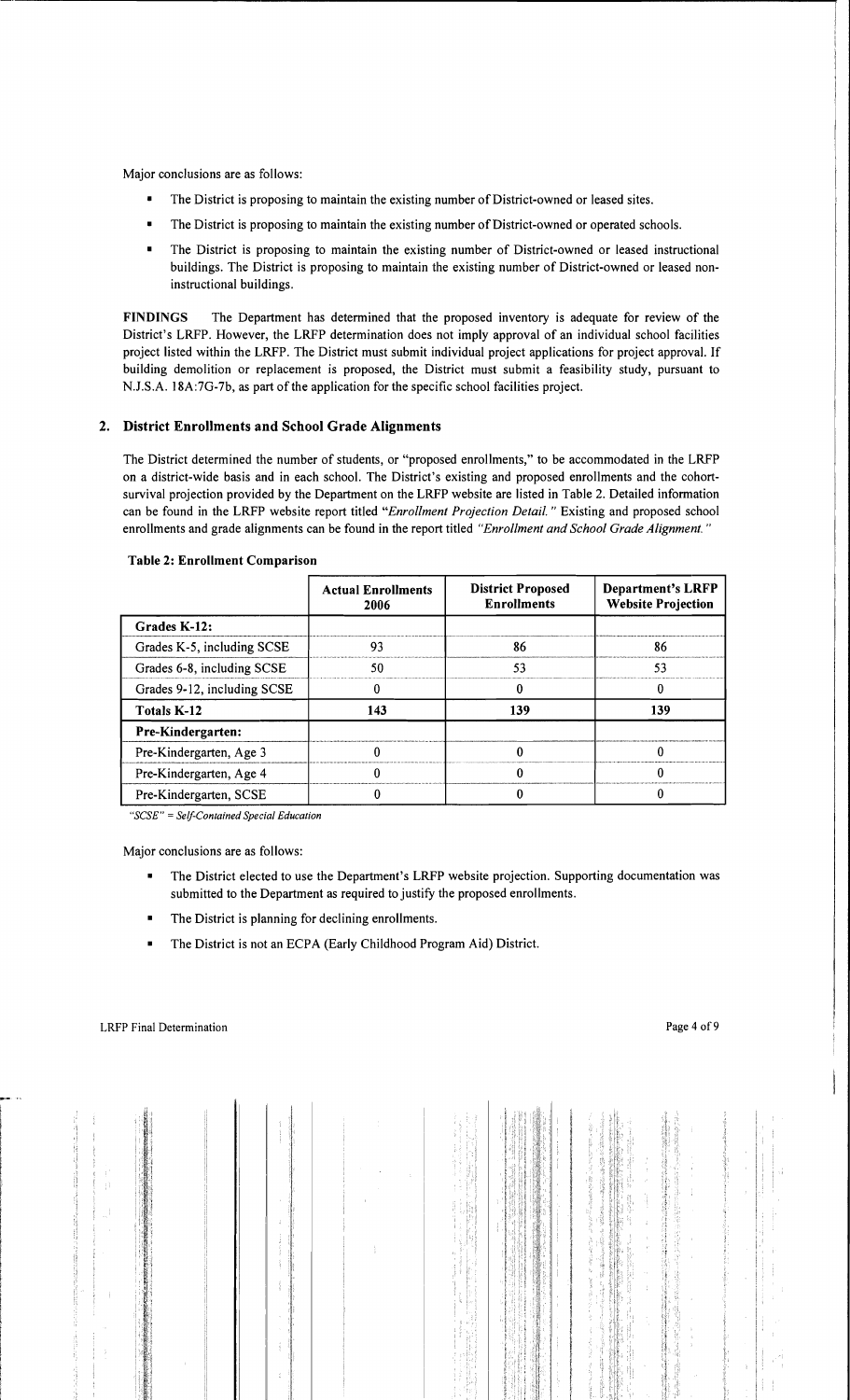Major conclusions are as follows:

- The District is proposing to maintain the existing number of District-owned or leased sites.
- The District is proposing to maintain the existing number of District-owned or operated schools.
- The District is proposing to maintain the existing number of District-owned or leased instructional buildings. The District is proposing to maintain the existing number of District-owned or leased non-instructional buildings.

**FINDINGS** The Department has determined that the proposed inventory is adequate for review of the District's LRFP. However, the LRFP determination does not imply approval of an individual school facilities project listed within the LRFP. The District must submit individual project applications for project approval. If building demolition or replacement is proposed, the District must submit a feasibility study, pursuant to N.J.S.A. 18A:7G-7b, as part of the application for the specific school facilities project.

## 2. District Enrollments and School Grade Alignments

The District determined the number of students, or "proposed enrollments," to be accommodated in the LRFP on a district-wide basis and in each school. The District's existing and proposed enrollments and the cohort-survival projection provided by the Department on the LRFP website are listed in Table 2. Detailed information can be found in the LRFP website report titled "*Enrollment Projection Detail.*" Existing and proposed school enrollments and grade alignments can be found in the report titled *"Enrollment and School Grade Alignment."*

**Table 2: Enrollment Comparison**

| | Actual Enrollments 2006 | District Proposed Enrollments | Department's LRFP Website Projection |
|---|---|---|---|
| **Grades K-12:** | | | |
| Grades K-5, including SCSE | 93 | 86 | 86 |
| Grades 6-8, including SCSE | 50 | 53 | 53 |
| Grades 9-12, including SCSE | 0 | 0 | 0 |
| **Totals K-12** | **143** | **139** | **139** |
| **Pre-Kindergarten:** | | | |
| Pre-Kindergarten, Age 3 | 0 | 0 | 0 |
| Pre-Kindergarten, Age 4 | 0 | 0 | 0 |
| Pre-Kindergarten, SCSE | 0 | 0 | 0 |

*"SCSE" = Self-Contained Special Education*

Major conclusions are as follows:

- The District elected to use the Department's LRFP website projection. Supporting documentation was submitted to the Department as required to justify the proposed enrollments.
- The District is planning for declining enrollments.
- The District is not an ECPA (Early Childhood Program Aid) District.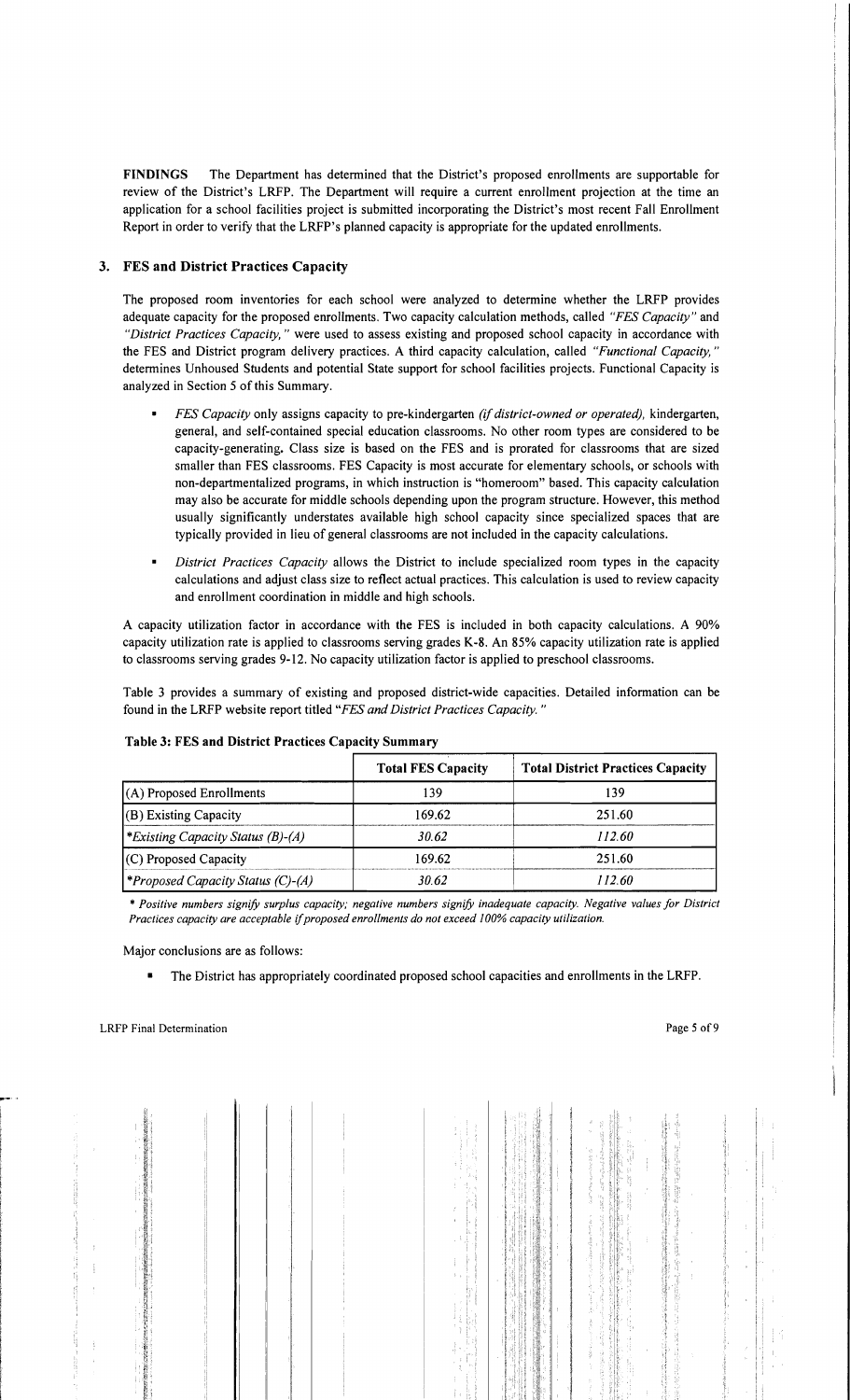**FINDINGS** The Department has determined that the District's proposed enrollments are supportable for review of the District's LRFP. The Department will require a current enrollment projection at the time an application for a school facilities project is submitted incorporating the District's most recent Fall Enrollment Report in order to verify that the LRFP's planned capacity is appropriate for the updated enrollments.

## 3. FES and District Practices Capacity

The proposed room inventories for each school were analyzed to determine whether the LRFP provides adequate capacity for the proposed enrollments. Two capacity calculation methods, called *"FES Capacity"* and *"District Practices Capacity,"* were used to assess existing and proposed school capacity in accordance with the FES and District program delivery practices. A third capacity calculation, called *"Functional Capacity,"* determines Unhoused Students and potential State support for school facilities projects. Functional Capacity is analyzed in Section 5 of this Summary.

- *FES Capacity* only assigns capacity to pre-kindergarten *(if district-owned or operated),* kindergarten, general, and self-contained special education classrooms. No other room types are considered to be capacity-generating**.** Class size is based on the FES and is prorated for classrooms that are sized smaller than FES classrooms. FES Capacity is most accurate for elementary schools, or schools with non-departmentalized programs, in which instruction is "homeroom" based. This capacity calculation may also be accurate for middle schools depending upon the program structure. However, this method usually significantly understates available high school capacity since specialized spaces that are typically provided in lieu of general classrooms are not included in the capacity calculations.
- *District Practices Capacity* allows the District to include specialized room types in the capacity calculations and adjust class size to reflect actual practices. This calculation is used to review capacity and enrollment coordination in middle and high schools.

A capacity utilization factor in accordance with the FES is included in both capacity calculations. A 90% capacity utilization rate is applied to classrooms serving grades K-8. An 85% capacity utilization rate is applied to classrooms serving grades 9-12. No capacity utilization factor is applied to preschool classrooms.

Table 3 provides a summary of existing and proposed district-wide capacities. Detailed information can be found in the LRFP website report titled "*FES and District Practices Capacity.*"

**Table 3: FES and District Practices Capacity Summary**

| | Total FES Capacity | Total District Practices Capacity |
|---|---|---|
| (A) Proposed Enrollments | 139 | 139 |
| (B) Existing Capacity | 169.62 | 251.60 |
| **Existing Capacity Status (B)-(A)* | *30.62* | *112.60* |
| (C) Proposed Capacity | 169.62 | 251.60 |
| **Proposed Capacity Status (C)-(A)* | *30.62* | *112.60* |

*\* Positive numbers signify surplus capacity; negative numbers signify inadequate capacity. Negative values for District Practices capacity are acceptable if proposed enrollments do not exceed 100% capacity utilization.*

Major conclusions are as follows:

- The District has appropriately coordinated proposed school capacities and enrollments in the LRFP.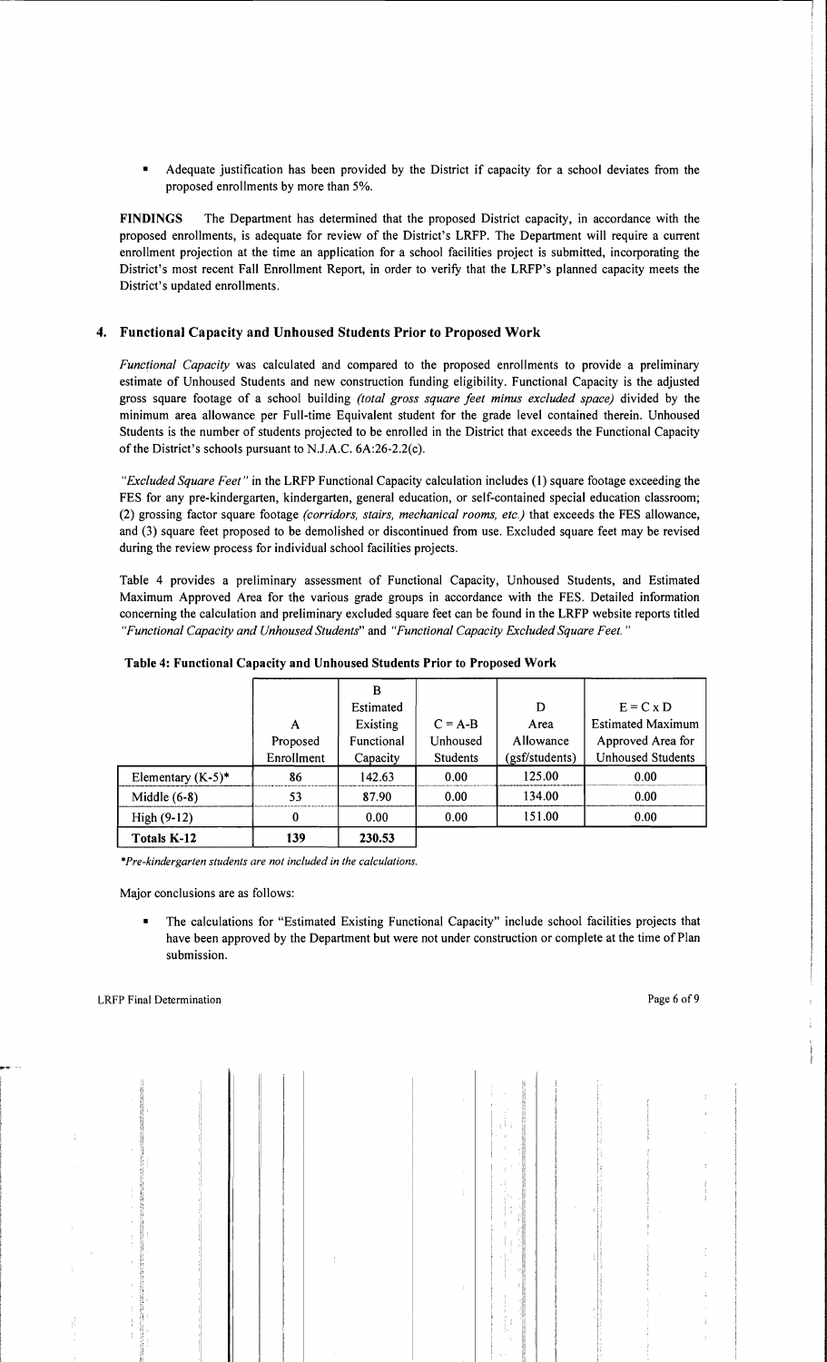- Adequate justification has been provided by the District if capacity for a school deviates from the proposed enrollments by more than 5%.

**FINDINGS** The Department has determined that the proposed District capacity, in accordance with the proposed enrollments, is adequate for review of the District's LRFP. The Department will require a current enrollment projection at the time an application for a school facilities project is submitted, incorporating the District's most recent Fall Enrollment Report, in order to verify that the LRFP's planned capacity meets the District's updated enrollments.

### 4. Functional Capacity and Unhoused Students Prior to Proposed Work

*Functional Capacity* was calculated and compared to the proposed enrollments to provide a preliminary estimate of Unhoused Students and new construction funding eligibility. Functional Capacity is the adjusted gross square footage of a school building *(total gross square feet minus excluded space)* divided by the minimum area allowance per Full-time Equivalent student for the grade level contained therein. Unhoused Students is the number of students projected to be enrolled in the District that exceeds the Functional Capacity of the District's schools pursuant to N.J.A.C. 6A:26-2.2(c).

*"Excluded Square Feet"* in the LRFP Functional Capacity calculation includes (1) square footage exceeding the FES for any pre-kindergarten, kindergarten, general education, or self-contained special education classroom; (2) grossing factor square footage *(corridors, stairs, mechanical rooms, etc.)* that exceeds the FES allowance, and (3) square feet proposed to be demolished or discontinued from use. Excluded square feet may be revised during the review process for individual school facilities projects.

Table 4 provides a preliminary assessment of Functional Capacity, Unhoused Students, and Estimated Maximum Approved Area for the various grade groups in accordance with the FES. Detailed information concerning the calculation and preliminary excluded square feet can be found in the LRFP website reports titled *"Functional Capacity and Unhoused Students"* and *"Functional Capacity Excluded Square Feet."*

**Table 4: Functional Capacity and Unhoused Students Prior to Proposed Work**

| | A Proposed Enrollment | B Estimated Existing Functional Capacity | C = A-B Unhoused Students | D Area Allowance (gsf/students) | E = C x D Estimated Maximum Approved Area for Unhoused Students |
|---|---|---|---|---|---|
| Elementary (K-5)* | 86 | 142.63 | 0.00 | 125.00 | 0.00 |
| Middle (6-8) | 53 | 87.90 | 0.00 | 134.00 | 0.00 |
| High (9-12) | 0 | 0.00 | 0.00 | 151.00 | 0.00 |
| Totals K-12 | 139 | 230.53 | | | |

*\*Pre-kindergarten students are not included in the calculations.*

Major conclusions are as follows:

- The calculations for "Estimated Existing Functional Capacity" include school facilities projects that have been approved by the Department but were not under construction or complete at the time of Plan submission.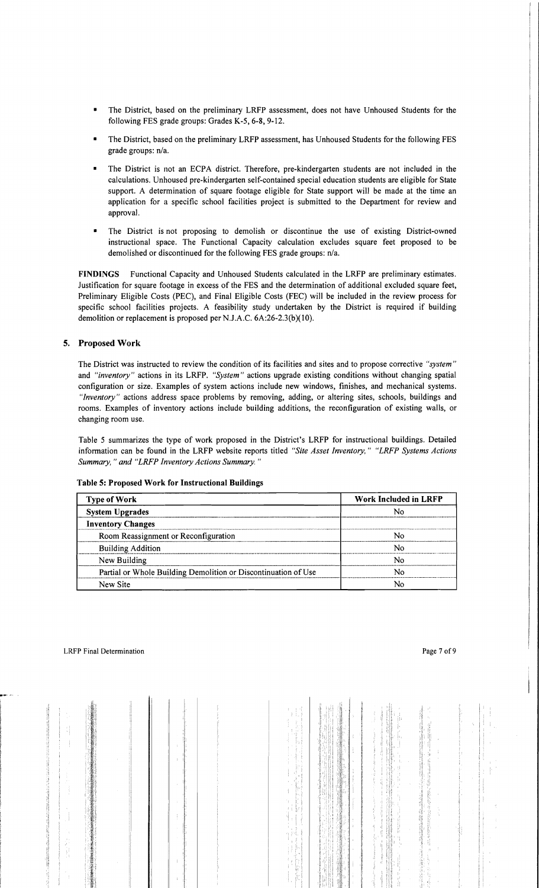- The District, based on the preliminary LRFP assessment, does not have Unhoused Students for the following FES grade groups: Grades K-5, 6-8, 9-12.
- The District, based on the preliminary LRFP assessment, has Unhoused Students for the following FES grade groups: n/a.
- The District is not an ECPA district. Therefore, pre-kindergarten students are not included in the calculations. Unhoused pre-kindergarten self-contained special education students are eligible for State support. A determination of square footage eligible for State support will be made at the time an application for a specific school facilities project is submitted to the Department for review and approval.
- The District is not proposing to demolish or discontinue the use of existing District-owned instructional space. The Functional Capacity calculation excludes square feet proposed to be demolished or discontinued for the following FES grade groups: n/a.

**FINDINGS** Functional Capacity and Unhoused Students calculated in the LRFP are preliminary estimates. Justification for square footage in excess of the FES and the determination of additional excluded square feet, Preliminary Eligible Costs (PEC), and Final Eligible Costs (FEC) will be included in the review process for specific school facilities projects. A feasibility study undertaken by the District is required if building demolition or replacement is proposed per N.J.A.C. 6A:26-2.3(b)(10).

## 5. Proposed Work

The District was instructed to review the condition of its facilities and sites and to propose corrective *"system"* and *"inventory"* actions in its LRFP. *"System"* actions upgrade existing conditions without changing spatial configuration or size. Examples of system actions include new windows, finishes, and mechanical systems. *"Inventory"* actions address space problems by removing, adding, or altering sites, schools, buildings and rooms. Examples of inventory actions include building additions, the reconfiguration of existing walls, or changing room use.

Table 5 summarizes the type of work proposed in the District's LRFP for instructional buildings. Detailed information can be found in the LRFP website reports titled *"Site Asset Inventory," "LRFP Systems Actions Summary," and "LRFP Inventory Actions Summary."*

**Table 5: Proposed Work for Instructional Buildings**

| Type of Work | Work Included in LRFP |
|---|---|
| **System Upgrades** | No |
| **Inventory Changes** | |
| Room Reassignment or Reconfiguration | No |
| Building Addition | No |
| New Building | No |
| Partial or Whole Building Demolition or Discontinuation of Use | No |
| New Site | No |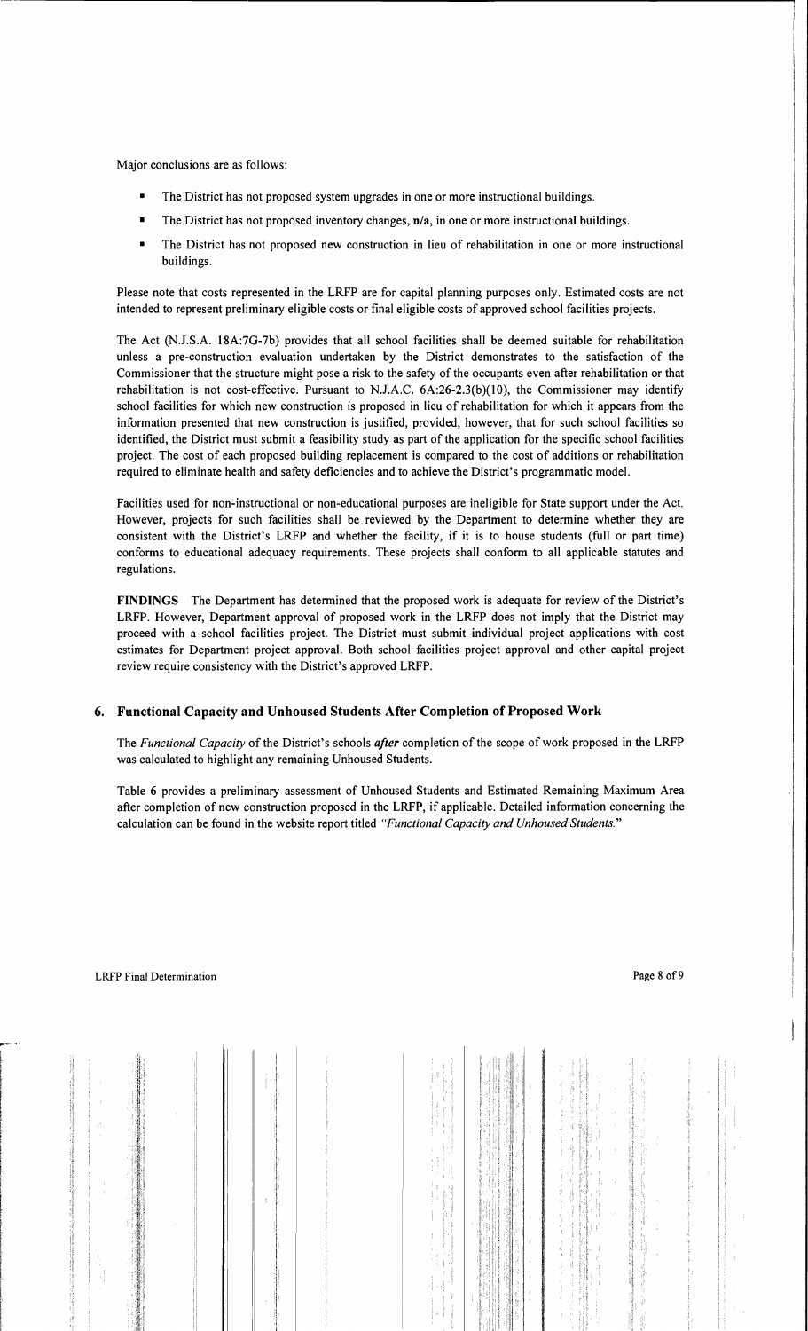Major conclusions are as follows:

- The District has not proposed system upgrades in one or more instructional buildings.
- The District has not proposed inventory changes, **n/a**, in one or more instructional buildings.
- The District has not proposed new construction in lieu of rehabilitation in one or more instructional buildings.

Please note that costs represented in the LRFP are for capital planning purposes only. Estimated costs are not intended to represent preliminary eligible costs or final eligible costs of approved school facilities projects.

The Act (N.J.S.A. 18A:7G-7b) provides that all school facilities shall be deemed suitable for rehabilitation unless a pre-construction evaluation undertaken by the District demonstrates to the satisfaction of the Commissioner that the structure might pose a risk to the safety of the occupants even after rehabilitation or that rehabilitation is not cost-effective. Pursuant to N.J.A.C. 6A:26-2.3(b)(10), the Commissioner may identify school facilities for which new construction is proposed in lieu of rehabilitation for which it appears from the information presented that new construction is justified, provided, however, that for such school facilities so identified, the District must submit a feasibility study as part of the application for the specific school facilities project. The cost of each proposed building replacement is compared to the cost of additions or rehabilitation required to eliminate health and safety deficiencies and to achieve the District's programmatic model.

Facilities used for non-instructional or non-educational purposes are ineligible for State support under the Act. However, projects for such facilities shall be reviewed by the Department to determine whether they are consistent with the District's LRFP and whether the facility, if it is to house students (full or part time) conforms to educational adequacy requirements. These projects shall conform to all applicable statutes and regulations.

**FINDINGS** The Department has determined that the proposed work is adequate for review of the District's LRFP. However, Department approval of proposed work in the LRFP does not imply that the District may proceed with a school facilities project. The District must submit individual project applications with cost estimates for Department project approval. Both school facilities project approval and other capital project review require consistency with the District's approved LRFP.

## 6. Functional Capacity and Unhoused Students After Completion of Proposed Work

The *Functional Capacity* of the District's schools ***after*** completion of the scope of work proposed in the LRFP was calculated to highlight any remaining Unhoused Students.

Table 6 provides a preliminary assessment of Unhoused Students and Estimated Remaining Maximum Area after completion of new construction proposed in the LRFP, if applicable. Detailed information concerning the calculation can be found in the website report titled *"Functional Capacity and Unhoused Students."*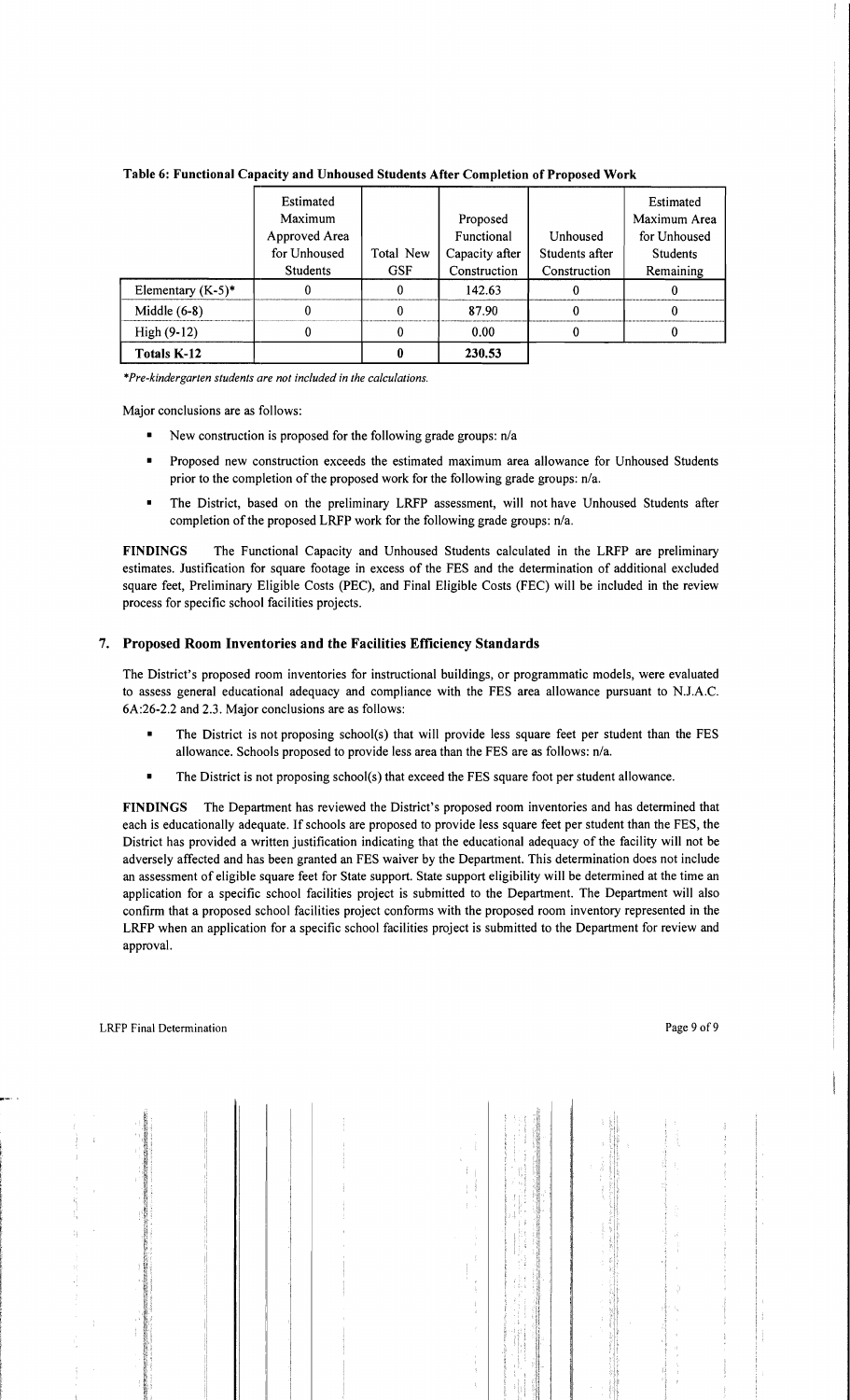**Table 6: Functional Capacity and Unhoused Students After Completion of Proposed Work**

| | Estimated Maximum Approved Area for Unhoused Students | Total New GSF | Proposed Functional Capacity after Construction | Unhoused Students after Construction | Estimated Maximum Area for Unhoused Students Remaining |
|---|---|---|---|---|---|
| Elementary (K-5)* | 0 | 0 | 142.63 | 0 | 0 |
| Middle (6-8) | 0 | 0 | 87.90 | 0 | 0 |
| High (9-12) | 0 | 0 | 0.00 | 0 | 0 |
| **Totals K-12** | | **0** | **230.53** | | |

*\*Pre-kindergarten students are not included in the calculations.*

Major conclusions are as follows:

- New construction is proposed for the following grade groups: n/a
- Proposed new construction exceeds the estimated maximum area allowance for Unhoused Students prior to the completion of the proposed work for the following grade groups: n/a.
- The District, based on the preliminary LRFP assessment, will not have Unhoused Students after completion of the proposed LRFP work for the following grade groups: n/a.

**FINDINGS** The Functional Capacity and Unhoused Students calculated in the LRFP are preliminary estimates. Justification for square footage in excess of the FES and the determination of additional excluded square feet, Preliminary Eligible Costs (PEC), and Final Eligible Costs (FEC) will be included in the review process for specific school facilities projects.

## 7. Proposed Room Inventories and the Facilities Efficiency Standards

The District's proposed room inventories for instructional buildings, or programmatic models, were evaluated to assess general educational adequacy and compliance with the FES area allowance pursuant to N.J.A.C. 6A:26-2.2 and 2.3. Major conclusions are as follows:

- The District is not proposing school(s) that will provide less square feet per student than the FES allowance. Schools proposed to provide less area than the FES are as follows: n/a.
- The District is not proposing school(s) that exceed the FES square foot per student allowance.

**FINDINGS** The Department has reviewed the District's proposed room inventories and has determined that each is educationally adequate. If schools are proposed to provide less square feet per student than the FES, the District has provided a written justification indicating that the educational adequacy of the facility will not be adversely affected and has been granted an FES waiver by the Department. This determination does not include an assessment of eligible square feet for State support. State support eligibility will be determined at the time an application for a specific school facilities project is submitted to the Department. The Department will also confirm that a proposed school facilities project conforms with the proposed room inventory represented in the LRFP when an application for a specific school facilities project is submitted to the Department for review and approval.